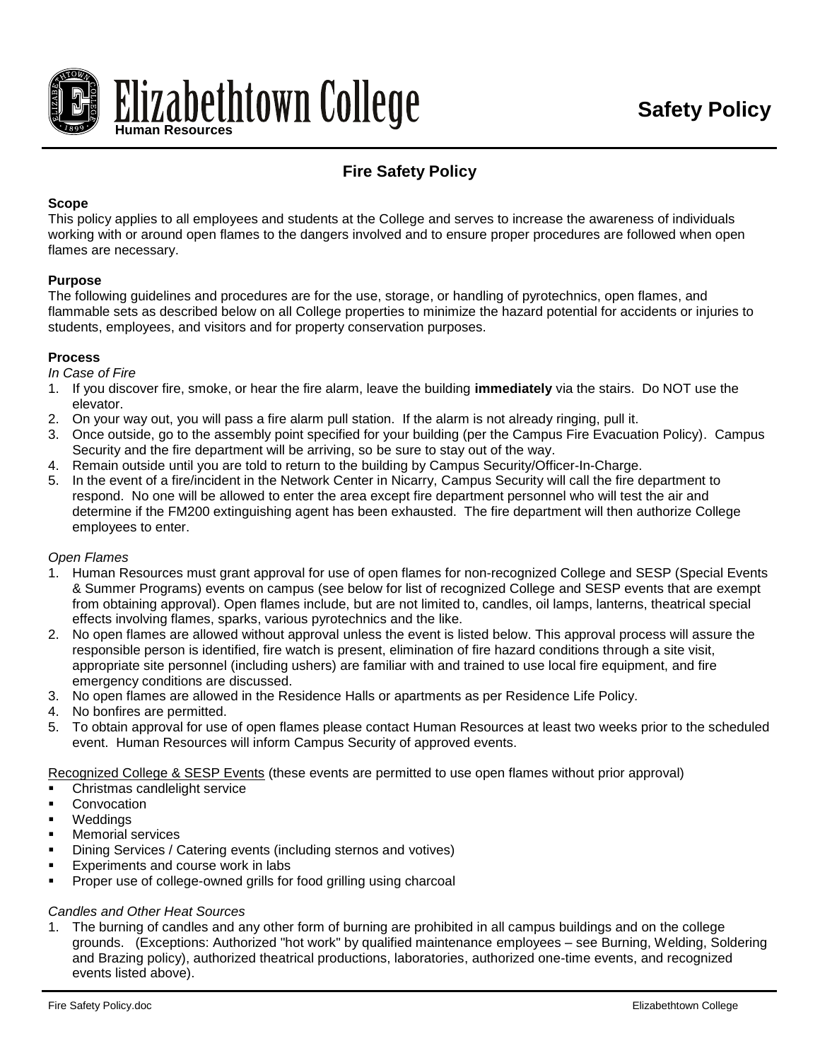Elizabethtown College
Human Resources

# Safety Policy

## Fire Safety Policy

**Scope**
This policy applies to all employees and students at the College and serves to increase the awareness of individuals working with or around open flames to the dangers involved and to ensure proper procedures are followed when open flames are necessary.

**Purpose**
The following guidelines and procedures are for the use, storage, or handling of pyrotechnics, open flames, and flammable sets as described below on all College properties to minimize the hazard potential for accidents or injuries to students, employees, and visitors and for property conservation purposes.

**Process**
*In Case of Fire*
1. If you discover fire, smoke, or hear the fire alarm, leave the building **immediately** via the stairs. Do NOT use the elevator.
2. On your way out, you will pass a fire alarm pull station. If the alarm is not already ringing, pull it.
3. Once outside, go to the assembly point specified for your building (per the Campus Fire Evacuation Policy). Campus Security and the fire department will be arriving, so be sure to stay out of the way.
4. Remain outside until you are told to return to the building by Campus Security/Officer-In-Charge.
5. In the event of a fire/incident in the Network Center in Nicarry, Campus Security will call the fire department to respond. No one will be allowed to enter the area except fire department personnel who will test the air and determine if the FM200 extinguishing agent has been exhausted. The fire department will then authorize College employees to enter.

*Open Flames*
1. Human Resources must grant approval for use of open flames for non-recognized College and SESP (Special Events & Summer Programs) events on campus (see below for list of recognized College and SESP events that are exempt from obtaining approval). Open flames include, but are not limited to, candles, oil lamps, lanterns, theatrical special effects involving flames, sparks, various pyrotechnics and the like.
2. No open flames are allowed without approval unless the event is listed below. This approval process will assure the responsible person is identified, fire watch is present, elimination of fire hazard conditions through a site visit, appropriate site personnel (including ushers) are familiar with and trained to use local fire equipment, and fire emergency conditions are discussed.
3. No open flames are allowed in the Residence Halls or apartments as per Residence Life Policy.
4. No bonfires are permitted.
5. To obtain approval for use of open flames please contact Human Resources at least two weeks prior to the scheduled event. Human Resources will inform Campus Security of approved events.

<u>Recognized College & SESP Events</u> (these events are permitted to use open flames without prior approval)
- Christmas candlelight service
- Convocation
- Weddings
- Memorial services
- Dining Services / Catering events (including sternos and votives)
- Experiments and course work in labs
- Proper use of college-owned grills for food grilling using charcoal

*Candles and Other Heat Sources*
1. The burning of candles and any other form of burning are prohibited in all campus buildings and on the college grounds. (Exceptions: Authorized "hot work" by qualified maintenance employees – see Burning, Welding, Soldering and Brazing policy), authorized theatrical productions, laboratories, authorized one-time events, and recognized events listed above).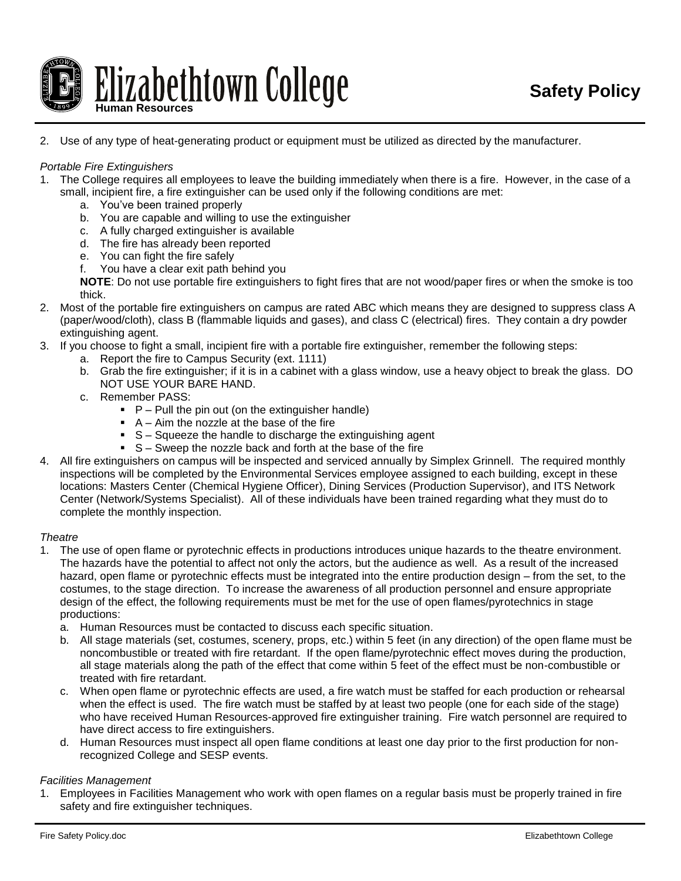2. Use of any type of heat-generating product or equipment must be utilized as directed by the manufacturer.

*Portable Fire Extinguishers*

1. The College requires all employees to leave the building immediately when there is a fire. However, in the case of a small, incipient fire, a fire extinguisher can be used only if the following conditions are met:
   a. You've been trained properly
   b. You are capable and willing to use the extinguisher
   c. A fully charged extinguisher is available
   d. The fire has already been reported
   e. You can fight the fire safely
   f. You have a clear exit path behind you

   **NOTE**: Do not use portable fire extinguishers to fight fires that are not wood/paper fires or when the smoke is too thick.
2. Most of the portable fire extinguishers on campus are rated ABC which means they are designed to suppress class A (paper/wood/cloth), class B (flammable liquids and gases), and class C (electrical) fires. They contain a dry powder extinguishing agent.
3. If you choose to fight a small, incipient fire with a portable fire extinguisher, remember the following steps:
   a. Report the fire to Campus Security (ext. 1111)
   b. Grab the fire extinguisher; if it is in a cabinet with a glass window, use a heavy object to break the glass. DO NOT USE YOUR BARE HAND.
   c. Remember PASS:
      - P – Pull the pin out (on the extinguisher handle)
      - A – Aim the nozzle at the base of the fire
      - S – Squeeze the handle to discharge the extinguishing agent
      - S – Sweep the nozzle back and forth at the base of the fire
4. All fire extinguishers on campus will be inspected and serviced annually by Simplex Grinnell. The required monthly inspections will be completed by the Environmental Services employee assigned to each building, except in these locations: Masters Center (Chemical Hygiene Officer), Dining Services (Production Supervisor), and ITS Network Center (Network/Systems Specialist). All of these individuals have been trained regarding what they must do to complete the monthly inspection.

*Theatre*

1. The use of open flame or pyrotechnic effects in productions introduces unique hazards to the theatre environment. The hazards have the potential to affect not only the actors, but the audience as well. As a result of the increased hazard, open flame or pyrotechnic effects must be integrated into the entire production design – from the set, to the costumes, to the stage direction. To increase the awareness of all production personnel and ensure appropriate design of the effect, the following requirements must be met for the use of open flames/pyrotechnics in stage productions:
   a. Human Resources must be contacted to discuss each specific situation.
   b. All stage materials (set, costumes, scenery, props, etc.) within 5 feet (in any direction) of the open flame must be noncombustible or treated with fire retardant. If the open flame/pyrotechnic effect moves during the production, all stage materials along the path of the effect that come within 5 feet of the effect must be non-combustible or treated with fire retardant.
   c. When open flame or pyrotechnic effects are used, a fire watch must be staffed for each production or rehearsal when the effect is used. The fire watch must be staffed by at least two people (one for each side of the stage) who have received Human Resources-approved fire extinguisher training. Fire watch personnel are required to have direct access to fire extinguishers.
   d. Human Resources must inspect all open flame conditions at least one day prior to the first production for non-recognized College and SESP events.

*Facilities Management*

1. Employees in Facilities Management who work with open flames on a regular basis must be properly trained in fire safety and fire extinguisher techniques.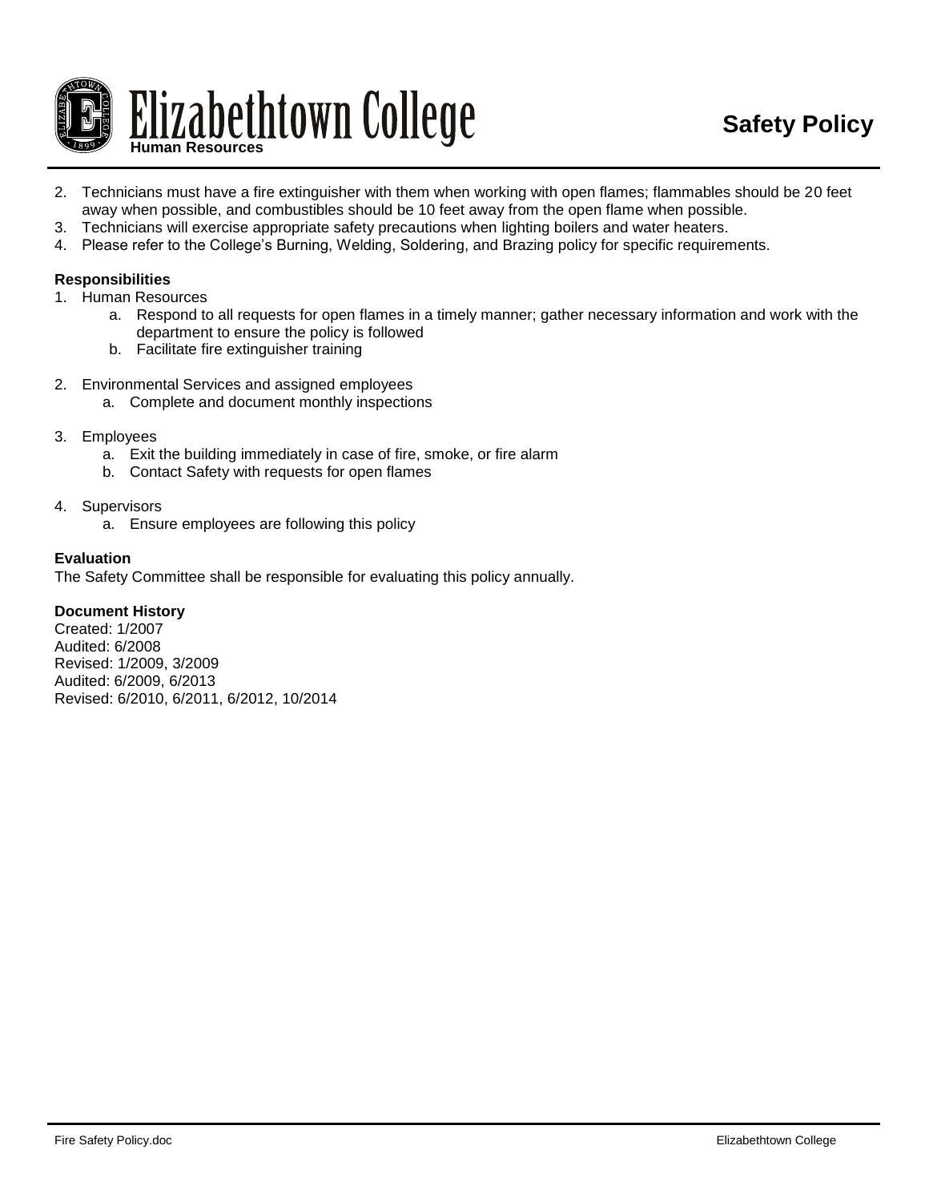2. Technicians must have a fire extinguisher with them when working with open flames; flammables should be 20 feet away when possible, and combustibles should be 10 feet away from the open flame when possible.
3. Technicians will exercise appropriate safety precautions when lighting boilers and water heaters.
4. Please refer to the College's Burning, Welding, Soldering, and Brazing policy for specific requirements.

**Responsibilities**

1. Human Resources
   a. Respond to all requests for open flames in a timely manner; gather necessary information and work with the department to ensure the policy is followed
   b. Facilitate fire extinguisher training

2. Environmental Services and assigned employees
   a. Complete and document monthly inspections

3. Employees
   a. Exit the building immediately in case of fire, smoke, or fire alarm
   b. Contact Safety with requests for open flames

4. Supervisors
   a. Ensure employees are following this policy

**Evaluation**

The Safety Committee shall be responsible for evaluating this policy annually.

**Document History**

Created: 1/2007
Audited: 6/2008
Revised: 1/2009, 3/2009
Audited: 6/2009, 6/2013
Revised: 6/2010, 6/2011, 6/2012, 10/2014